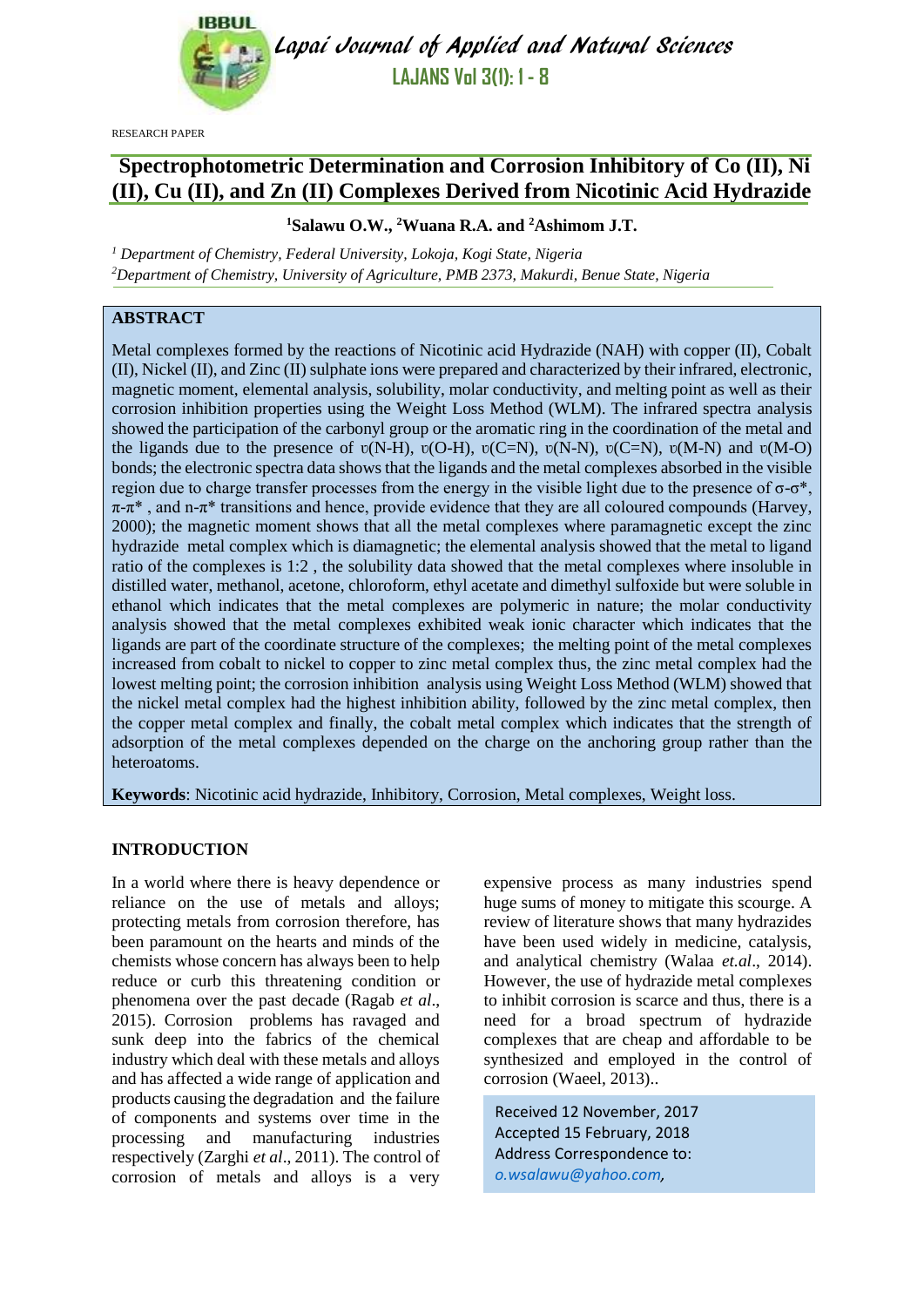RESEARCH PAPER

# Spectrophotometric Determination and Corrosion Inhibitory of Co (II), Ni (II), Cu (II), and Zn (II) Complexes Derived from Nicotinic Acid Hydrazide

**[1]Salawu O.W., [2]Wuana R.A. and [2]Ashimom J.T.**

*[1] Department of Chemistry, Federal University, Lokoja, Kogi State, Nigeria*
*[2]Department of Chemistry, University of Agriculture, PMB 2373, Makurdi, Benue State, Nigeria*

## ABSTRACT

Metal complexes formed by the reactions of Nicotinic acid Hydrazide (NAH) with copper (II), Cobalt (II), Nickel (II), and Zinc (II) sulphate ions were prepared and characterized by their infrared, electronic, magnetic moment, elemental analysis, solubility, molar conductivity, and melting point as well as their corrosion inhibition properties using the Weight Loss Method (WLM). The infrared spectra analysis showed the participation of the carbonyl group or the aromatic ring in the coordination of the metal and the ligands due to the presence of υ(N-H), υ(O-H), υ(C=N), υ(N-N), υ(C=N), υ(M-N) and υ(M-O) bonds; the electronic spectra data shows that the ligands and the metal complexes absorbed in the visible region due to charge transfer processes from the energy in the visible light due to the presence of σ-σ*, π-π* , and n-π* transitions and hence, provide evidence that they are all coloured compounds (Harvey, 2000); the magnetic moment shows that all the metal complexes where paramagnetic except the zinc hydrazide metal complex which is diamagnetic; the elemental analysis showed that the metal to ligand ratio of the complexes is 1:2 , the solubility data showed that the metal complexes where insoluble in distilled water, methanol, acetone, chloroform, ethyl acetate and dimethyl sulfoxide but were soluble in ethanol which indicates that the metal complexes are polymeric in nature; the molar conductivity analysis showed that the metal complexes exhibited weak ionic character which indicates that the ligands are part of the coordinate structure of the complexes; the melting point of the metal complexes increased from cobalt to nickel to copper to zinc metal complex thus, the zinc metal complex had the lowest melting point; the corrosion inhibition analysis using Weight Loss Method (WLM) showed that the nickel metal complex had the highest inhibition ability, followed by the zinc metal complex, then the copper metal complex and finally, the cobalt metal complex which indicates that the strength of adsorption of the metal complexes depended on the charge on the anchoring group rather than the heteroatoms.

**Keywords**: Nicotinic acid hydrazide, Inhibitory, Corrosion, Metal complexes, Weight loss.

## INTRODUCTION

In a world where there is heavy dependence or reliance on the use of metals and alloys; protecting metals from corrosion therefore, has been paramount on the hearts and minds of the chemists whose concern has always been to help reduce or curb this threatening condition or phenomena over the past decade (Ragab *et al*., 2015). Corrosion problems has ravaged and sunk deep into the fabrics of the chemical industry which deal with these metals and alloys and has affected a wide range of application and products causing the degradation and the failure of components and systems over time in the processing and manufacturing industries respectively (Zarghi *et al*., 2011). The control of corrosion of metals and alloys is a very expensive process as many industries spend huge sums of money to mitigate this scourge. A review of literature shows that many hydrazides have been used widely in medicine, catalysis, and analytical chemistry (Walaa *et.al*., 2014). However, the use of hydrazide metal complexes to inhibit corrosion is scarce and thus, there is a need for a broad spectrum of hydrazide complexes that are cheap and affordable to be synthesized and employed in the control of corrosion (Waeel, 2013)..

Received 12 November, 2017
Accepted 15 February, 2018
Address Correspondence to:
*o.wsalawu@yahoo.com,*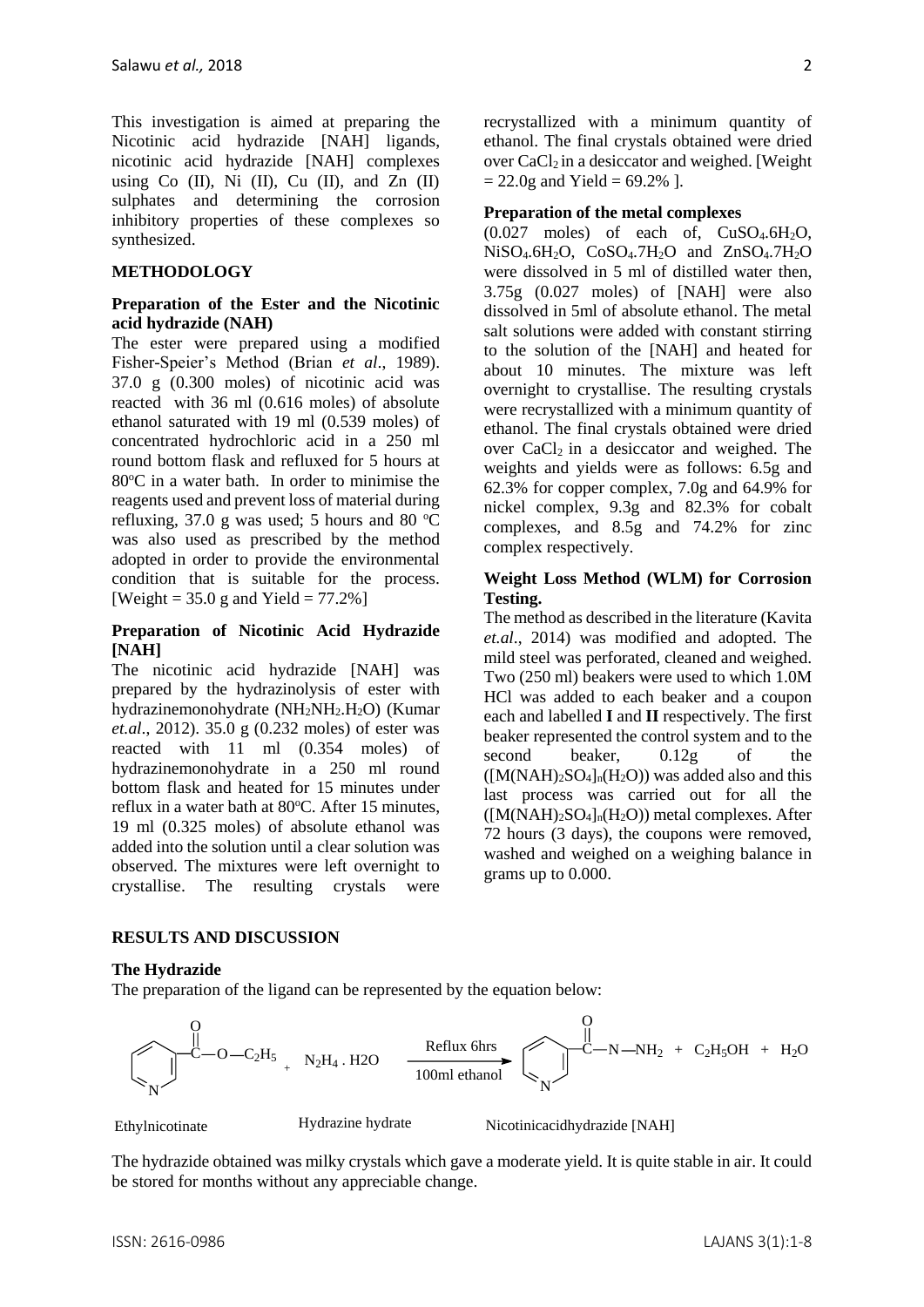This investigation is aimed at preparing the Nicotinic acid hydrazide [NAH] ligands, nicotinic acid hydrazide [NAH] complexes using Co (II), Ni (II), Cu (II), and Zn (II) sulphates and determining the corrosion inhibitory properties of these complexes so synthesized.

## METHODOLOGY

### Preparation of the Ester and the Nicotinic acid hydrazide (NAH)

The ester were prepared using a modified Fisher-Speier's Method (Brian *et al*., 1989). 37.0 g (0.300 moles) of nicotinic acid was reacted with 36 ml (0.616 moles) of absolute ethanol saturated with 19 ml (0.539 moles) of concentrated hydrochloric acid in a 250 ml round bottom flask and refluxed for 5 hours at 80°C in a water bath. In order to minimise the reagents used and prevent loss of material during refluxing, 37.0 g was used; 5 hours and 80 °C was also used as prescribed by the method adopted in order to provide the environmental condition that is suitable for the process. [Weight = 35.0 g and Yield = 77.2%]

### Preparation of Nicotinic Acid Hydrazide [NAH]

The nicotinic acid hydrazide [NAH] was prepared by the hydrazinolysis of ester with hydrazinemonohydrate ($NH_2NH_2.H_2O$) (Kumar *et.al*., 2012). 35.0 g (0.232 moles) of ester was reacted with 11 ml (0.354 moles) of hydrazinemonohydrate in a 250 ml round bottom flask and heated for 15 minutes under reflux in a water bath at 80°C. After 15 minutes, 19 ml (0.325 moles) of absolute ethanol was added into the solution until a clear solution was observed. The mixtures were left overnight to crystallise. The resulting crystals were recrystallized with a minimum quantity of ethanol. The final crystals obtained were dried over $CaCl_2$ in a desiccator and weighed. [Weight = 22.0g and Yield = 69.2% ].

### Preparation of the metal complexes

(0.027 moles) of each of, $CuSO_4.6H_2O$, $NiSO_4.6H_2O$, $CoSO_4.7H_2O$ and $ZnSO_4.7H_2O$ were dissolved in 5 ml of distilled water then, 3.75g (0.027 moles) of [NAH] were also dissolved in 5ml of absolute ethanol. The metal salt solutions were added with constant stirring to the solution of the [NAH] and heated for about 10 minutes. The mixture was left overnight to crystallise. The resulting crystals were recrystallized with a minimum quantity of ethanol. The final crystals obtained were dried over $CaCl_2$ in a desiccator and weighed. The weights and yields were as follows: 6.5g and 62.3% for copper complex, 7.0g and 64.9% for nickel complex, 9.3g and 82.3% for cobalt complexes, and 8.5g and 74.2% for zinc complex respectively.

### Weight Loss Method (WLM) for Corrosion Testing.

The method as described in the literature (Kavita *et.al*., 2014) was modified and adopted. The mild steel was perforated, cleaned and weighed. Two (250 ml) beakers were used to which 1.0M HCl was added to each beaker and a coupon each and labelled **I** and **II** respectively. The first beaker represented the control system and to the second beaker, 0.12g of the ($[M(NAH)_2SO_4]_n(H_2O)$) was added also and this last process was carried out for all the ($[M(NAH)_2SO_4]_n(H_2O)$) metal complexes. After 72 hours (3 days), the coupons were removed, washed and weighed on a weighing balance in grams up to 0.000.

## RESULTS AND DISCUSSION

### The Hydrazide

The preparation of the ligand can be represented by the equation below:

$$\text{Ethylnicotinate } (C_5H_4N{-}CO{-}O{-}C_2H_5) + N_2H_4 . H2O \xrightarrow[\text{100ml ethanol}]{\text{Reflux 6hrs}} C_5H_4N{-}CO{-}NH{-}NH_2 + C_2H_5OH + H_2O$$

Ethylnicotinate — Hydrazine hydrate — Nicotinicacidhydrazide [NAH]

The hydrazide obtained was milky crystals which gave a moderate yield. It is quite stable in air. It could be stored for months without any appreciable change.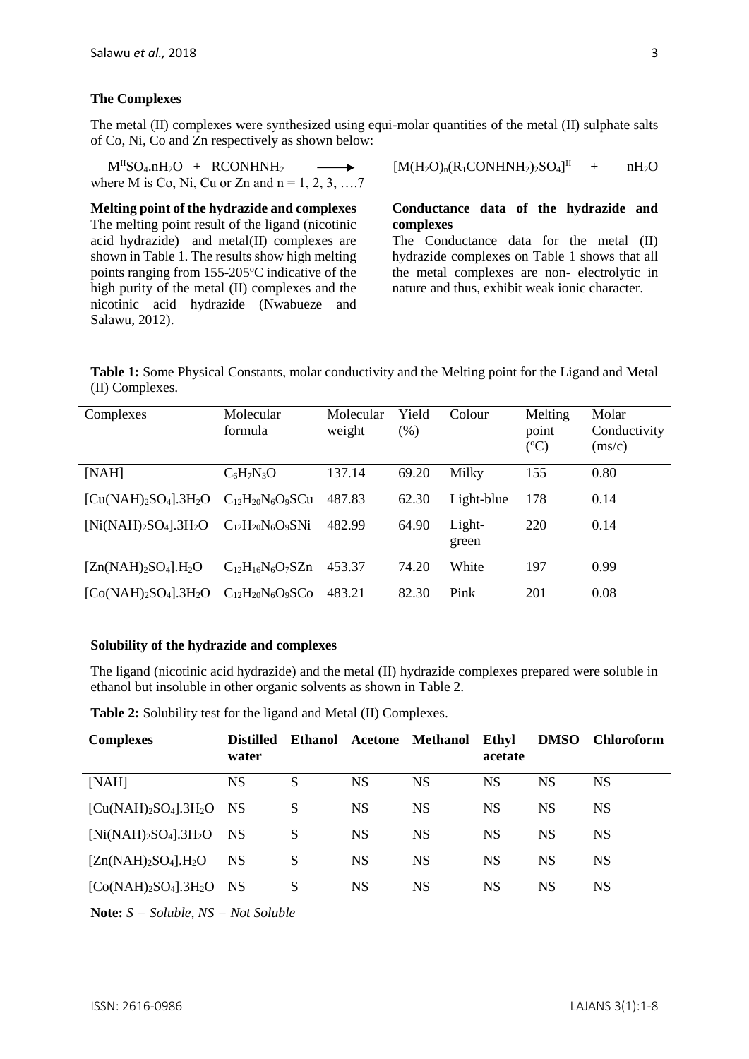### The Complexes

The metal (II) complexes were synthesized using equi-molar quantities of the metal (II) sulphate salts of Co, Ni, Co and Zn respectively as shown below:

$$M^{II}SO_4.nH_2O + RCONHNH_2 \longrightarrow [M(H_2O)_n(R_1CONHNH_2)_2SO_4]^{II} + nH_2O$$

where M is Co, Ni, Cu or Zn and n = 1, 2, 3, ….7

**Melting point of the hydrazide and complexes**
The melting point result of the ligand (nicotinic acid hydrazide) and metal(II) complexes are shown in Table 1. The results show high melting points ranging from 155-205°C indicative of the high purity of the metal (II) complexes and the nicotinic acid hydrazide (Nwabueze and Salawu, 2012).

**Conductance data of the hydrazide and complexes**
The Conductance data for the metal (II) hydrazide complexes on Table 1 shows that all the metal complexes are non- electrolytic in nature and thus, exhibit weak ionic character.

**Table 1:** Some Physical Constants, molar conductivity and the Melting point for the Ligand and Metal (II) Complexes.

| Complexes | Molecular formula | Molecular weight | Yield (%) | Colour | Melting point (°C) | Molar Conductivity (ms/c) |
|---|---|---|---|---|---|---|
| [NAH] | $C_6H_7N_3O$ | 137.14 | 69.20 | Milky | 155 | 0.80 |
| $[Cu(NAH)_2SO_4].3H_2O$ | $C_{12}H_{20}N_6O_9SCu$ | 487.83 | 62.30 | Light-blue | 178 | 0.14 |
| $[Ni(NAH)_2SO_4].3H_2O$ | $C_{12}H_{20}N_6O_9SNi$ | 482.99 | 64.90 | Light-green | 220 | 0.14 |
| $[Zn(NAH)_2SO_4].H_2O$ | $C_{12}H_{16}N_6O_7SZn$ | 453.37 | 74.20 | White | 197 | 0.99 |
| $[Co(NAH)_2SO_4].3H_2O$ | $C_{12}H_{20}N_6O_9SCo$ | 483.21 | 82.30 | Pink | 201 | 0.08 |

**Solubility of the hydrazide and complexes**

The ligand (nicotinic acid hydrazide) and the metal (II) hydrazide complexes prepared were soluble in ethanol but insoluble in other organic solvents as shown in Table 2.

**Table 2:** Solubility test for the ligand and Metal (II) Complexes.

| Complexes | Distilled water | Ethanol | Acetone | Methanol | Ethyl acetate | DMSO | Chloroform |
|---|---|---|---|---|---|---|---|
| [NAH] | NS | S | NS | NS | NS | NS | NS |
| $[Cu(NAH)_2SO_4].3H_2O$ | NS | S | NS | NS | NS | NS | NS |
| $[Ni(NAH)_2SO_4].3H_2O$ | NS | S | NS | NS | NS | NS | NS |
| $[Zn(NAH)_2SO_4].H_2O$ | NS | S | NS | NS | NS | NS | NS |
| $[Co(NAH)_2SO_4].3H_2O$ | NS | S | NS | NS | NS | NS | NS |

**Note:** *S = Soluble, NS = Not Soluble*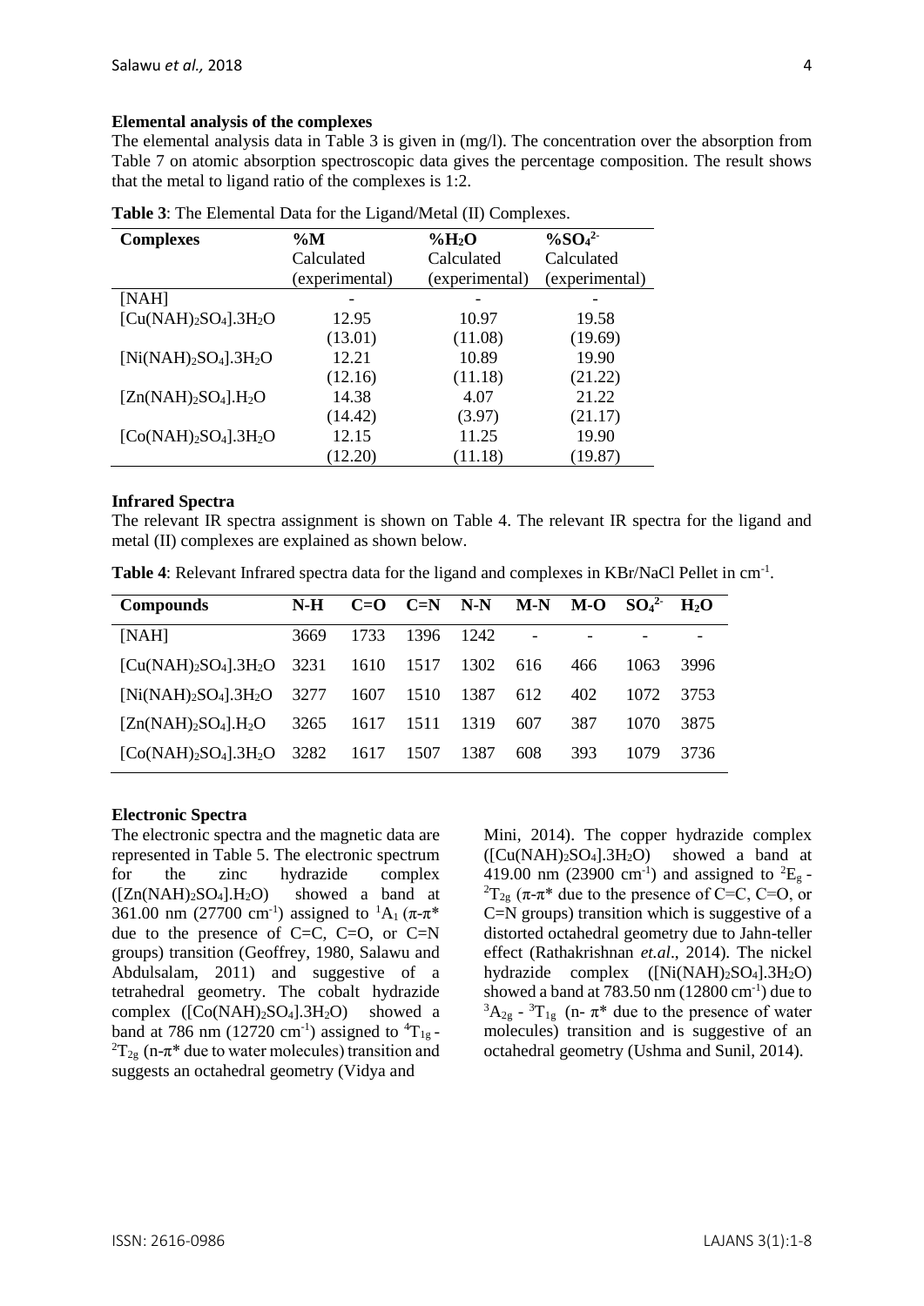### Elemental analysis of the complexes

The elemental analysis data in Table 3 is given in (mg/l). The concentration over the absorption from Table 7 on atomic absorption spectroscopic data gives the percentage composition. The result shows that the metal to ligand ratio of the complexes is 1:2.

**Table 3**: The Elemental Data for the Ligand/Metal (II) Complexes.

| Complexes | %M Calculated (experimental) | $\%H_2O$ Calculated (experimental) | $\%SO_4^{2-}$ Calculated (experimental) |
|---|---|---|---|
| [NAH] | - | - | - |
| $[Cu(NAH)_2SO_4].3H_2O$ | 12.95 (13.01) | 10.97 (11.08) | 19.58 (19.69) |
| $[Ni(NAH)_2SO_4].3H_2O$ | 12.21 (12.16) | 10.89 (11.18) | 19.90 (21.22) |
| $[Zn(NAH)_2SO_4].H_2O$ | 14.38 (14.42) | 4.07 (3.97) | 21.22 (21.17) |
| $[Co(NAH)_2SO_4].3H_2O$ | 12.15 (12.20) | 11.25 (11.18) | 19.90 (19.87) |

### Infrared Spectra

The relevant IR spectra assignment is shown on Table 4. The relevant IR spectra for the ligand and metal (II) complexes are explained as shown below.

**Table 4**: Relevant Infrared spectra data for the ligand and complexes in KBr/NaCl Pellet in $cm^{-1}$.

| Compounds | N-H | C=O | C=N | N-N | M-N | M-O | $SO_4^{2-}$ | $H_2O$ |
|---|---|---|---|---|---|---|---|---|
| [NAH] | 3669 | 1733 | 1396 | 1242 | - | - | - | - |
| $[Cu(NAH)_2SO_4].3H_2O$ | 3231 | 1610 | 1517 | 1302 | 616 | 466 | 1063 | 3996 |
| $[Ni(NAH)_2SO_4].3H_2O$ | 3277 | 1607 | 1510 | 1387 | 612 | 402 | 1072 | 3753 |
| $[Zn(NAH)_2SO_4].H_2O$ | 3265 | 1617 | 1511 | 1319 | 607 | 387 | 1070 | 3875 |
| $[Co(NAH)_2SO_4].3H_2O$ | 3282 | 1617 | 1507 | 1387 | 608 | 393 | 1079 | 3736 |

### Electronic Spectra

The electronic spectra and the magnetic data are represented in Table 5. The electronic spectrum for the zinc hydrazide complex ($[Zn(NAH)_2SO_4].H_2O$) showed a band at 361.00 nm (27700 $cm^{-1}$) assigned to $^1A_1$ ($\pi$-$\pi$* due to the presence of C=C, C=O, or C=N groups) transition (Geoffrey, 1980, Salawu and Abdulsalam, 2011) and suggestive of a tetrahedral geometry. The cobalt hydrazide complex ($[Co(NAH)_2SO_4].3H_2O$) showed a band at 786 nm (12720 $cm^{-1}$) assigned to $^4T_{1g}$ - $^2T_{2g}$ (n-$\pi$* due to water molecules) transition and suggests an octahedral geometry (Vidya and Mini, 2014). The copper hydrazide complex ($[Cu(NAH)_2SO_4].3H_2O$) showed a band at 419.00 nm (23900 $cm^{-1}$) and assigned to $^2E_g$ - $^2T_{2g}$ ($\pi$-$\pi$* due to the presence of C=C, C=O, or C=N groups) transition which is suggestive of a distorted octahedral geometry due to Jahn-teller effect (Rathakrishnan *et.al*., 2014). The nickel hydrazide complex ($[Ni(NAH)_2SO_4].3H_2O$) showed a band at 783.50 nm (12800 $cm^{-1}$) due to $^3A_{2g}$ - $^3T_{1g}$ (n- $\pi$* due to the presence of water molecules) transition and is suggestive of an octahedral geometry (Ushma and Sunil, 2014).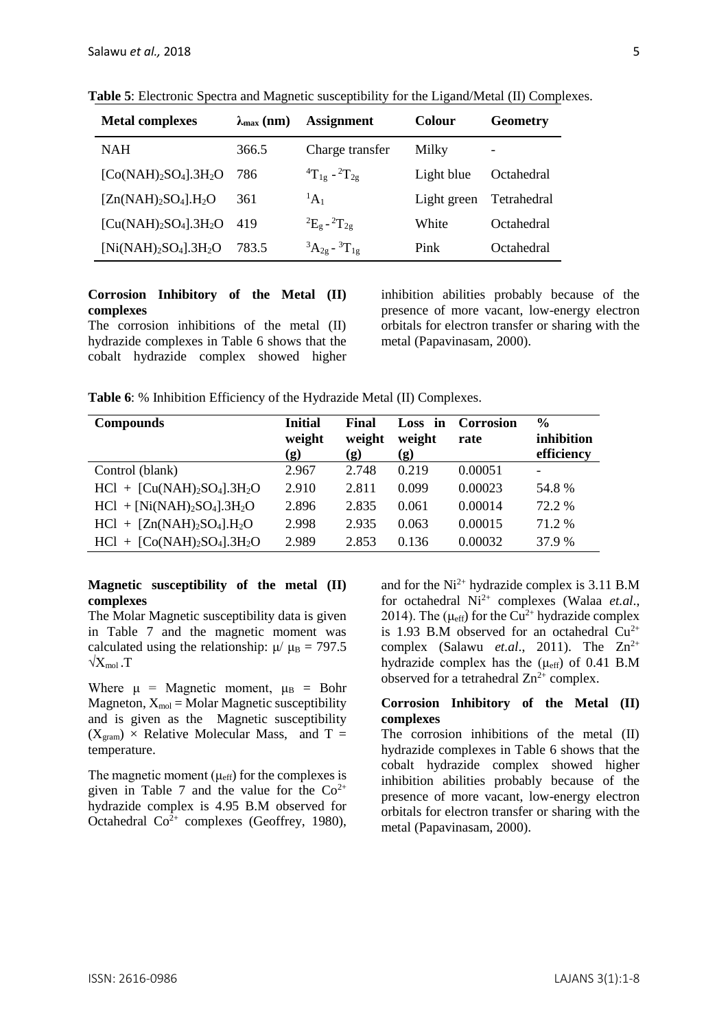**Table 5**: Electronic Spectra and Magnetic susceptibility for the Ligand/Metal (II) Complexes.

| Metal complexes | $\lambda_{max}$ (nm) | Assignment | Colour | Geometry |
|---|---|---|---|---|
| NAH | 366.5 | Charge transfer | Milky | - |
| $[Co(NAH)_2SO_4].3H_2O$ | 786 | $^4T_{1g}$ - $^2T_{2g}$ | Light blue | Octahedral |
| $[Zn(NAH)_2SO_4].H_2O$ | 361 | $^1A_1$ | Light green | Tetrahedral |
| $[Cu(NAH)_2SO_4].3H_2O$ | 419 | $^2E_g$ - $^2T_{2g}$ | White | Octahedral |
| $[Ni(NAH)_2SO_4].3H_2O$ | 783.5 | $^3A_{2g}$ - $^3T_{1g}$ | Pink | Octahedral |

**Corrosion Inhibitory of the Metal (II) complexes**

The corrosion inhibitions of the metal (II) hydrazide complexes in Table 6 shows that the cobalt hydrazide complex showed higher inhibition abilities probably because of the presence of more vacant, low-energy electron orbitals for electron transfer or sharing with the metal (Papavinasam, 2000).

**Table 6**: % Inhibition Efficiency of the Hydrazide Metal (II) Complexes.

| Compounds | Initial weight (g) | Final weight (g) | Loss in weight (g) | Corrosion rate | % inhibition efficiency |
|---|---|---|---|---|---|
| Control (blank) | 2.967 | 2.748 | 0.219 | 0.00051 | - |
| HCl + $[Cu(NAH)_2SO_4].3H_2O$ | 2.910 | 2.811 | 0.099 | 0.00023 | 54.8 % |
| HCl + $[Ni(NAH)_2SO_4].3H_2O$ | 2.896 | 2.835 | 0.061 | 0.00014 | 72.2 % |
| HCl + $[Zn(NAH)_2SO_4].H_2O$ | 2.998 | 2.935 | 0.063 | 0.00015 | 71.2 % |
| HCl + $[Co(NAH)_2SO_4].3H_2O$ | 2.989 | 2.853 | 0.136 | 0.00032 | 37.9 % |

**Magnetic susceptibility of the metal (II) complexes**

The Molar Magnetic susceptibility data is given in Table 7 and the magnetic moment was calculated using the relationship: $\mu/\mu_B = 797.5 \sqrt{X_{mol}.T}$

Where $\mu$ = Magnetic moment, $\mu_B$ = Bohr Magneton, $X_{mol}$ = Molar Magnetic susceptibility and is given as the Magnetic susceptibility ($X_{gram}$) × Relative Molecular Mass, and T = temperature.

The magnetic moment ($\mu_{eff}$) for the complexes is given in Table 7 and the value for the $Co^{2+}$ hydrazide complex is 4.95 B.M observed for Octahedral $Co^{2+}$ complexes (Geoffrey, 1980), and for the $Ni^{2+}$ hydrazide complex is 3.11 B.M for octahedral $Ni^{2+}$ complexes (Walaa *et.al*., 2014). The ($\mu_{eff}$) for the $Cu^{2+}$ hydrazide complex is 1.93 B.M observed for an octahedral $Cu^{2+}$ complex (Salawu *et.al*., 2011). The $Zn^{2+}$ hydrazide complex has the ($\mu_{eff}$) of 0.41 B.M observed for a tetrahedral $Zn^{2+}$ complex.

**Corrosion Inhibitory of the Metal (II) complexes**

The corrosion inhibitions of the metal (II) hydrazide complexes in Table 6 shows that the cobalt hydrazide complex showed higher inhibition abilities probably because of the presence of more vacant, low-energy electron orbitals for electron transfer or sharing with the metal (Papavinasam, 2000).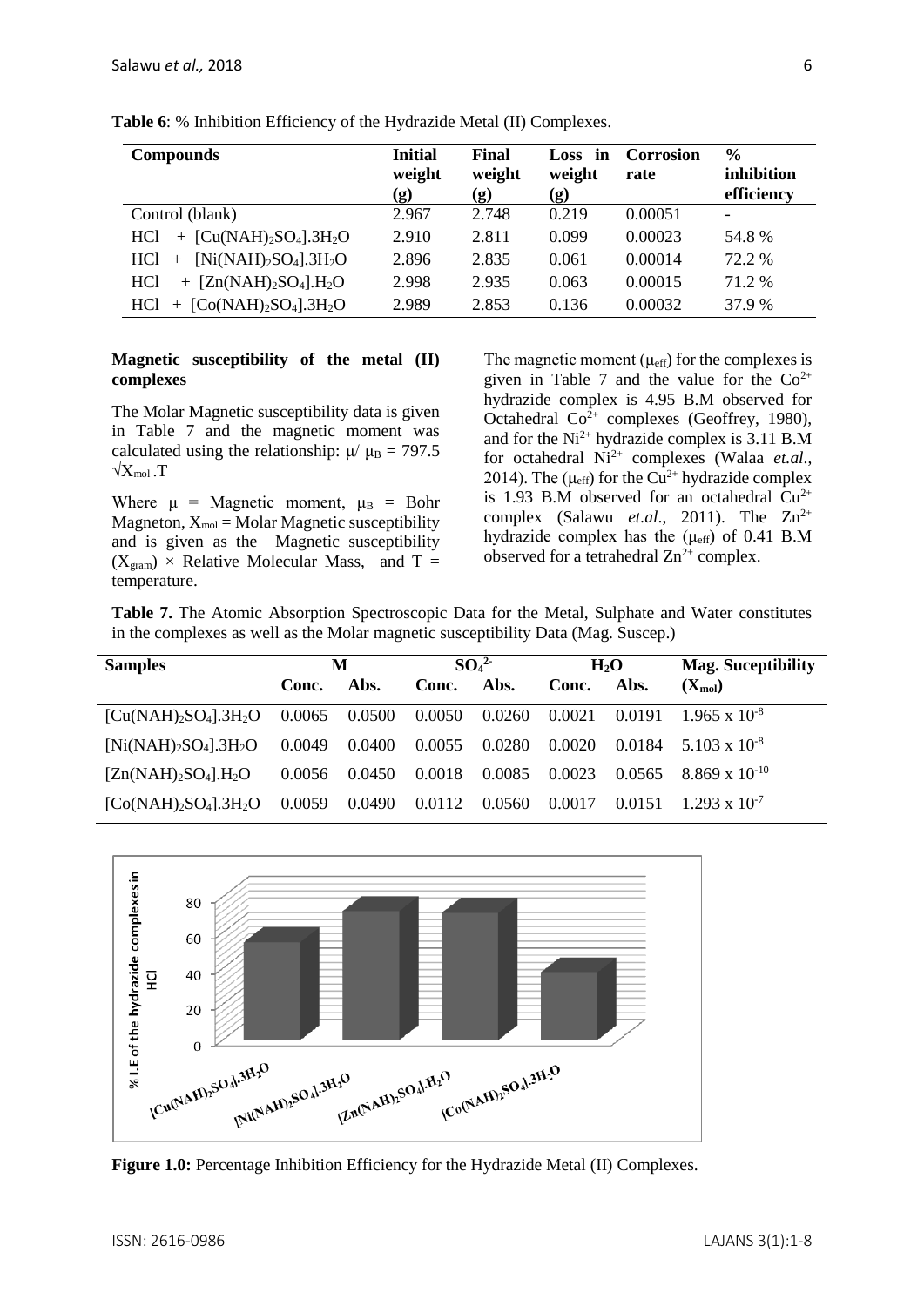**Table 6**: % Inhibition Efficiency of the Hydrazide Metal (II) Complexes.

| Compounds | Initial weight (g) | Final weight (g) | Loss in weight (g) | Corrosion rate | % inhibition efficiency |
|---|---|---|---|---|---|
| Control (blank) | 2.967 | 2.748 | 0.219 | 0.00051 | - |
| HCl + $[Cu(NAH)_2SO_4].3H_2O$ | 2.910 | 2.811 | 0.099 | 0.00023 | 54.8 % |
| HCl + $[Ni(NAH)_2SO_4].3H_2O$ | 2.896 | 2.835 | 0.061 | 0.00014 | 72.2 % |
| HCl + $[Zn(NAH)_2SO_4].H_2O$ | 2.998 | 2.935 | 0.063 | 0.00015 | 71.2 % |
| HCl + $[Co(NAH)_2SO_4].3H_2O$ | 2.989 | 2.853 | 0.136 | 0.00032 | 37.9 % |

**Magnetic susceptibility of the metal (II) complexes**

The Molar Magnetic susceptibility data is given in Table 7 and the magnetic moment was calculated using the relationship: $\mu / \mu_B = 797.5 \sqrt{X_{mol} \cdot T}$

Where $\mu$ = Magnetic moment, $\mu_B$ = Bohr Magneton, $X_{mol}$ = Molar Magnetic susceptibility and is given as the Magnetic susceptibility ($X_{gram}$) × Relative Molecular Mass, and T = temperature.

The magnetic moment ($\mu_{eff}$) for the complexes is given in Table 7 and the value for the $Co^{2+}$ hydrazide complex is 4.95 B.M observed for Octahedral $Co^{2+}$ complexes (Geoffrey, 1980), and for the $Ni^{2+}$ hydrazide complex is 3.11 B.M for octahedral $Ni^{2+}$ complexes (Walaa *et.al*., 2014). The ($\mu_{eff}$) for the $Cu^{2+}$ hydrazide complex is 1.93 B.M observed for an octahedral $Cu^{2+}$ complex (Salawu *et.al*., 2011). The $Zn^{2+}$ hydrazide complex has the ($\mu_{eff}$) of 0.41 B.M observed for a tetrahedral $Zn^{2+}$ complex.

**Table 7.** The Atomic Absorption Spectroscopic Data for the Metal, Sulphate and Water constitutes in the complexes as well as the Molar magnetic susceptibility Data (Mag. Suscep.)

| Samples | M | | $SO_4^{2-}$ | | $H_2O$ | | Mag. Suceptibility |
|---|---|---|---|---|---|---|---|
| | Conc. | Abs. | Conc. | Abs. | Conc. | Abs. | ($X_{mol}$) |
| $[Cu(NAH)_2SO_4].3H_2O$ | 0.0065 | 0.0500 | 0.0050 | 0.0260 | 0.0021 | 0.0191 | $1.965 \times 10^{-8}$ |
| $[Ni(NAH)_2SO_4].3H_2O$ | 0.0049 | 0.0400 | 0.0055 | 0.0280 | 0.0020 | 0.0184 | $5.103 \times 10^{-8}$ |
| $[Zn(NAH)_2SO_4].H_2O$ | 0.0056 | 0.0450 | 0.0018 | 0.0085 | 0.0023 | 0.0565 | $8.869 \times 10^{-10}$ |
| $[Co(NAH)_2SO_4].3H_2O$ | 0.0059 | 0.0490 | 0.0112 | 0.0560 | 0.0017 | 0.0151 | $1.293 \times 10^{-7}$ |

**Figure 1.0:** Percentage Inhibition Efficiency for the Hydrazide Metal (II) Complexes.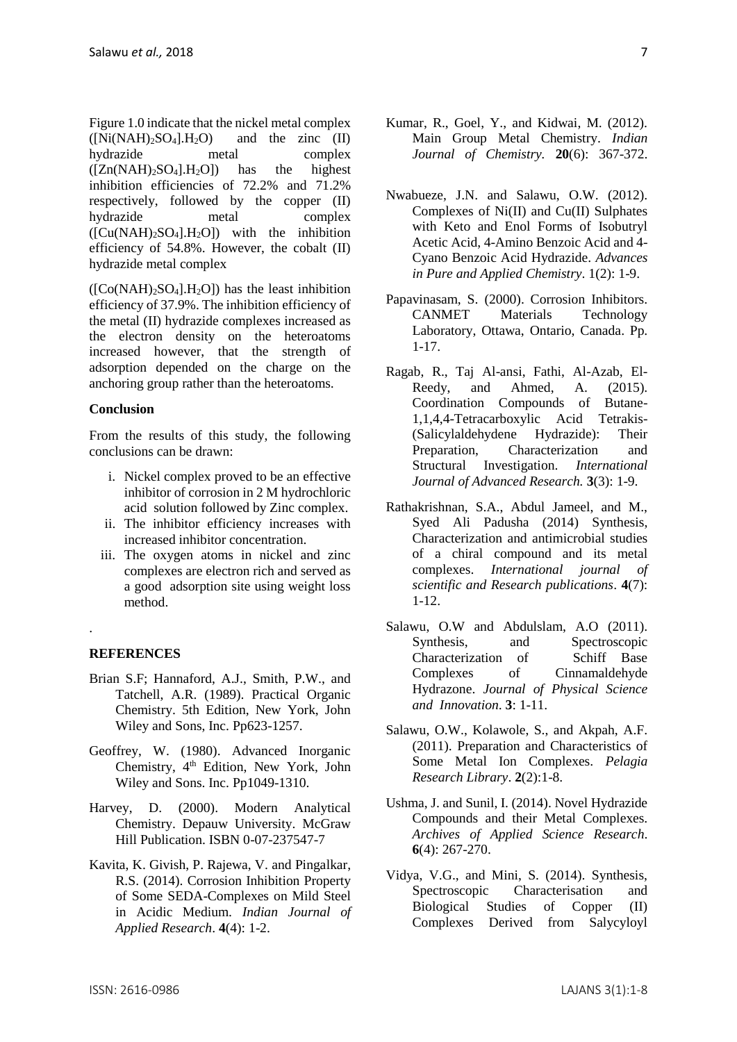Figure 1.0 indicate that the nickel metal complex ($[Ni(NAH)_2SO_4].H_2O$) and the zinc (II) hydrazide metal complex ($[Zn(NAH)_2SO_4].H_2O]$) has the highest inhibition efficiencies of 72.2% and 71.2% respectively, followed by the copper (II) hydrazide metal complex ($[Cu(NAH)_2SO_4].H_2O]$) with the inhibition efficiency of 54.8%. However, the cobalt (II) hydrazide metal complex

($[Co(NAH)_2SO_4].H_2O]$) has the least inhibition efficiency of 37.9%. The inhibition efficiency of the metal (II) hydrazide complexes increased as the electron density on the heteroatoms increased however, that the strength of adsorption depended on the charge on the anchoring group rather than the heteroatoms.

**Conclusion**

From the results of this study, the following conclusions can be drawn:

i. Nickel complex proved to be an effective inhibitor of corrosion in 2 M hydrochloric acid solution followed by Zinc complex.
ii. The inhibitor efficiency increases with increased inhibitor concentration.
iii. The oxygen atoms in nickel and zinc complexes are electron rich and served as a good adsorption site using weight loss method.

.

**REFERENCES**

Brian S.F; Hannaford, A.J., Smith, P.W., and Tatchell, A.R. (1989). Practical Organic Chemistry. 5th Edition, New York, John Wiley and Sons, Inc. Pp623-1257.

Geoffrey, W. (1980). Advanced Inorganic Chemistry, 4th Edition, New York, John Wiley and Sons. Inc. Pp1049-1310.

Harvey, D. (2000). Modern Analytical Chemistry. Depauw University. McGraw Hill Publication. ISBN 0-07-237547-7

Kavita, K. Givish, P. Rajewa, V. and Pingalkar, R.S. (2014). Corrosion Inhibition Property of Some SEDA-Complexes on Mild Steel in Acidic Medium. *Indian Journal of Applied Research*. **4**(4): 1-2.

Kumar, R., Goel, Y., and Kidwai, M. (2012). Main Group Metal Chemistry. *Indian Journal of Chemistry.* **20**(6): 367-372.

Nwabueze, J.N. and Salawu, O.W. (2012). Complexes of Ni(II) and Cu(II) Sulphates with Keto and Enol Forms of Isobutryl Acetic Acid, 4-Amino Benzoic Acid and 4-Cyano Benzoic Acid Hydrazide. *Advances in Pure and Applied Chemistry*. 1(2): 1-9.

Papavinasam, S. (2000). Corrosion Inhibitors. CANMET Materials Technology Laboratory, Ottawa, Ontario, Canada. Pp. 1-17.

Ragab, R., Taj Al-ansi, Fathi, Al-Azab, El-Reedy, and Ahmed, A. (2015). Coordination Compounds of Butane-1,1,4,4-Tetracarboxylic Acid Tetrakis-(Salicylaldehydene Hydrazide): Their Preparation, Characterization and Structural Investigation. *International Journal of Advanced Research.* **3**(3): 1-9.

Rathakrishnan, S.A., Abdul Jameel, and M., Syed Ali Padusha (2014) Synthesis, Characterization and antimicrobial studies of a chiral compound and its metal complexes. *International journal of scientific and Research publications*. **4**(7): 1-12.

Salawu, O.W and Abdulslam, A.O (2011). Synthesis, and Spectroscopic Characterization of Schiff Base Complexes of Cinnamaldehyde Hydrazone. *Journal of Physical Science and Innovation*. **3**: 1-11.

Salawu, O.W., Kolawole, S., and Akpah, A.F. (2011). Preparation and Characteristics of Some Metal Ion Complexes. *Pelagia Research Library*. **2**(2):1-8.

Ushma, J. and Sunil, I. (2014). Novel Hydrazide Compounds and their Metal Complexes. *Archives of Applied Science Research*. **6**(4): 267-270.

Vidya, V.G., and Mini, S. (2014). Synthesis, Spectroscopic Characterisation and Biological Studies of Copper (II) Complexes Derived from Salycyloyl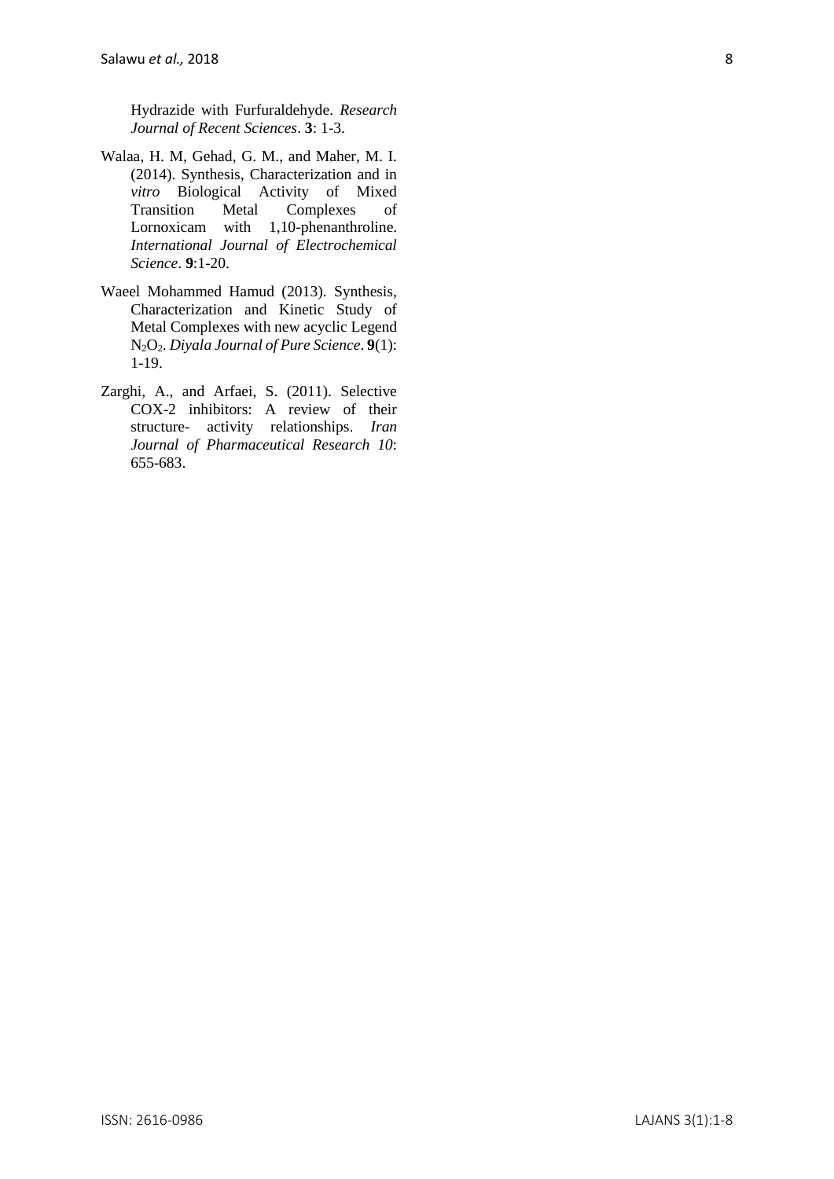Hydrazide with Furfuraldehyde. *Research Journal of Recent Sciences*. **3**: 1-3.

Walaa, H. M, Gehad, G. M., and Maher, M. I. (2014). Synthesis, Characterization and in *vitro* Biological Activity of Mixed Transition Metal Complexes of Lornoxicam with 1,10-phenanthroline. *International Journal of Electrochemical Science*. **9**:1-20.

Waeel Mohammed Hamud (2013). Synthesis, Characterization and Kinetic Study of Metal Complexes with new acyclic Legend $N_2O_2$. *Diyala Journal of Pure Science*. **9**(1): 1-19.

Zarghi, A., and Arfaei, S. (2011). Selective COX-2 inhibitors: A review of their structure- activity relationships. *Iran Journal of Pharmaceutical Research 10*: 655-683.